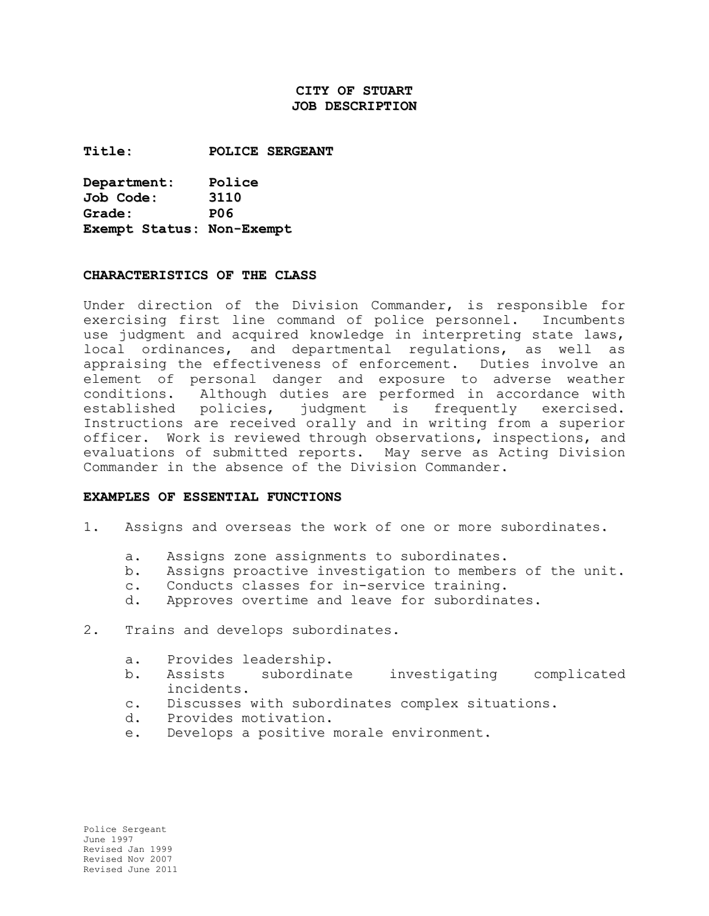# CITY OF STUART
# JOB DESCRIPTION

**Title:** **POLICE SERGEANT**

**Department:** **Police**
**Job Code:** **3110**
**Grade:** **P06**
**Exempt Status:** **Non-Exempt**

## CHARACTERISTICS OF THE CLASS

Under direction of the Division Commander, is responsible for exercising first line command of police personnel. Incumbents use judgment and acquired knowledge in interpreting state laws, local ordinances, and departmental regulations, as well as appraising the effectiveness of enforcement. Duties involve an element of personal danger and exposure to adverse weather conditions. Although duties are performed in accordance with established policies, judgment is frequently exercised. Instructions are received orally and in writing from a superior officer. Work is reviewed through observations, inspections, and evaluations of submitted reports. May serve as Acting Division Commander in the absence of the Division Commander.

## EXAMPLES OF ESSENTIAL FUNCTIONS

1. Assigns and overseas the work of one or more subordinates.

   a. Assigns zone assignments to subordinates.
   b. Assigns proactive investigation to members of the unit.
   c. Conducts classes for in-service training.
   d. Approves overtime and leave for subordinates.

2. Trains and develops subordinates.

   a. Provides leadership.
   b. Assists subordinate investigating complicated incidents.
   c. Discusses with subordinates complex situations.
   d. Provides motivation.
   e. Develops a positive morale environment.

Police Sergeant
June 1997
Revised Jan 1999
Revised Nov 2007
Revised June 2011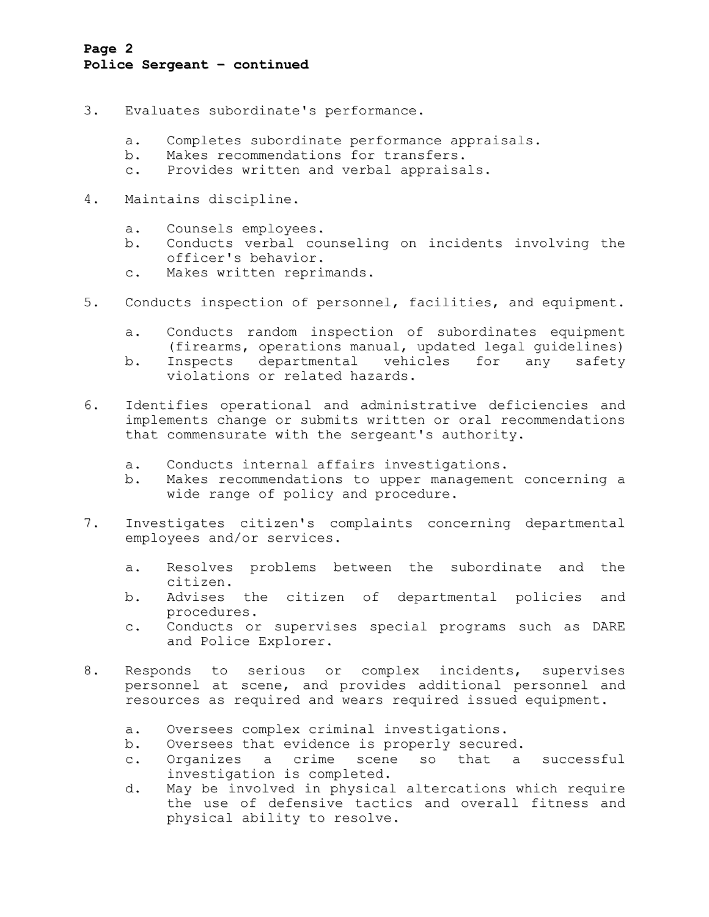3. Evaluates subordinate's performance.

   a. Completes subordinate performance appraisals.
   b. Makes recommendations for transfers.
   c. Provides written and verbal appraisals.

4. Maintains discipline.

   a. Counsels employees.
   b. Conducts verbal counseling on incidents involving the officer's behavior.
   c. Makes written reprimands.

5. Conducts inspection of personnel, facilities, and equipment.

   a. Conducts random inspection of subordinates equipment (firearms, operations manual, updated legal guidelines)
   b. Inspects departmental vehicles for any safety violations or related hazards.

6. Identifies operational and administrative deficiencies and implements change or submits written or oral recommendations that commensurate with the sergeant's authority.

   a. Conducts internal affairs investigations.
   b. Makes recommendations to upper management concerning a wide range of policy and procedure.

7. Investigates citizen's complaints concerning departmental employees and/or services.

   a. Resolves problems between the subordinate and the citizen.
   b. Advises the citizen of departmental policies and procedures.
   c. Conducts or supervises special programs such as DARE and Police Explorer.

8. Responds to serious or complex incidents, supervises personnel at scene, and provides additional personnel and resources as required and wears required issued equipment.

   a. Oversees complex criminal investigations.
   b. Oversees that evidence is properly secured.
   c. Organizes a crime scene so that a successful investigation is completed.
   d. May be involved in physical altercations which require the use of defensive tactics and overall fitness and physical ability to resolve.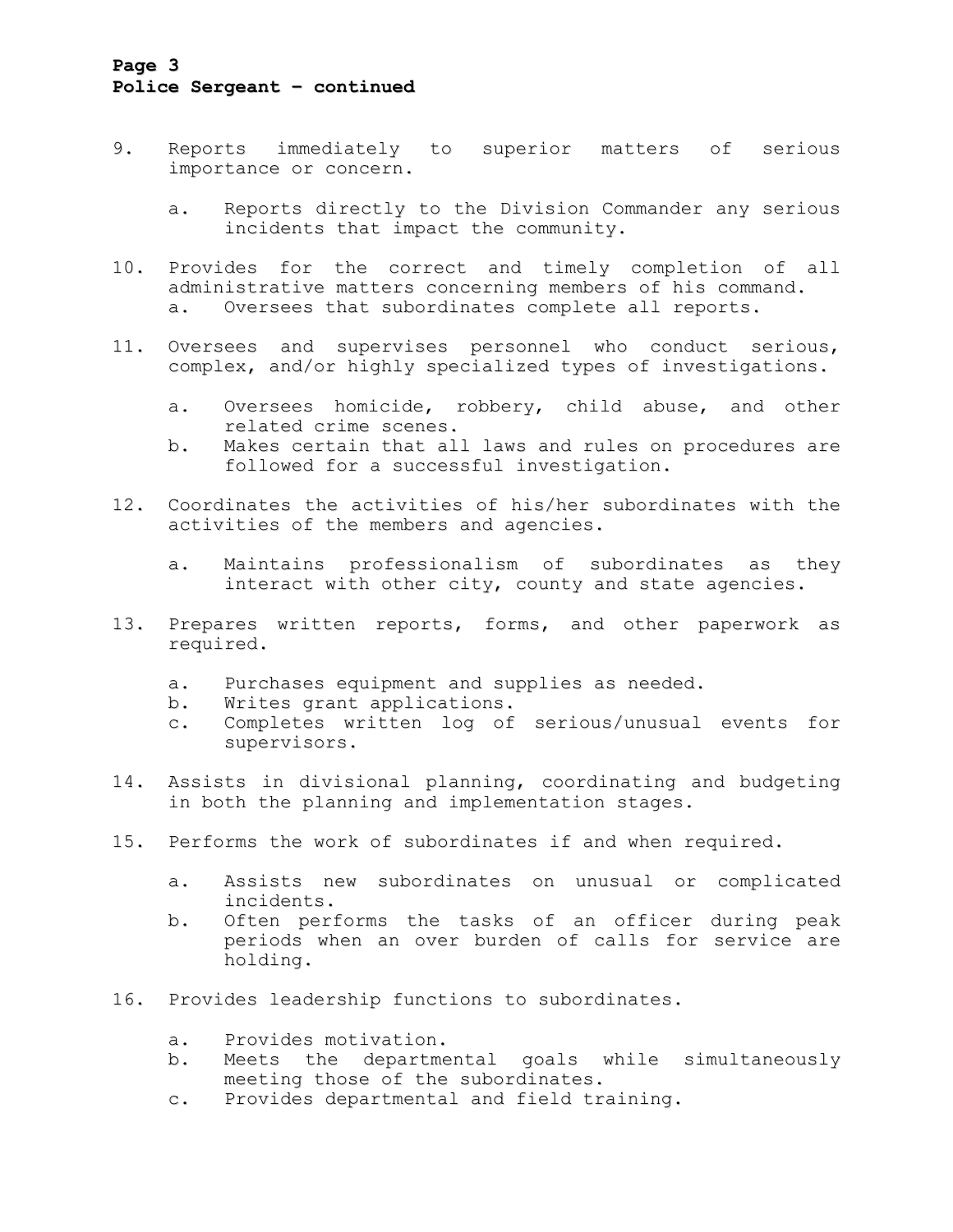9. Reports immediately to superior matters of serious importance or concern.

   a. Reports directly to the Division Commander any serious incidents that impact the community.

10. Provides for the correct and timely completion of all administrative matters concerning members of his command.

    a. Oversees that subordinates complete all reports.

11. Oversees and supervises personnel who conduct serious, complex, and/or highly specialized types of investigations.

    a. Oversees homicide, robbery, child abuse, and other related crime scenes.
    b. Makes certain that all laws and rules on procedures are followed for a successful investigation.

12. Coordinates the activities of his/her subordinates with the activities of the members and agencies.

    a. Maintains professionalism of subordinates as they interact with other city, county and state agencies.

13. Prepares written reports, forms, and other paperwork as required.

    a. Purchases equipment and supplies as needed.
    b. Writes grant applications.
    c. Completes written log of serious/unusual events for supervisors.

14. Assists in divisional planning, coordinating and budgeting in both the planning and implementation stages.

15. Performs the work of subordinates if and when required.

    a. Assists new subordinates on unusual or complicated incidents.
    b. Often performs the tasks of an officer during peak periods when an over burden of calls for service are holding.

16. Provides leadership functions to subordinates.

    a. Provides motivation.
    b. Meets the departmental goals while simultaneously meeting those of the subordinates.
    c. Provides departmental and field training.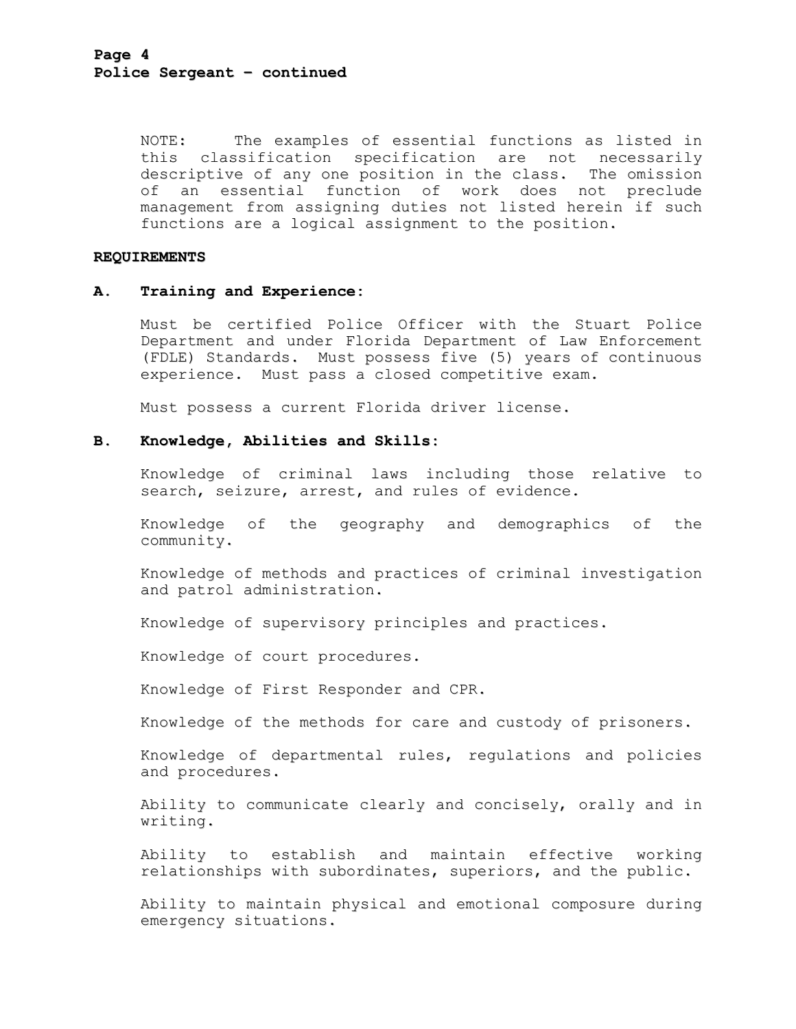NOTE: The examples of essential functions as listed in this classification specification are not necessarily descriptive of any one position in the class. The omission of an essential function of work does not preclude management from assigning duties not listed herein if such functions are a logical assignment to the position.

**REQUIREMENTS**

**A. Training and Experience:**

Must be certified Police Officer with the Stuart Police Department and under Florida Department of Law Enforcement (FDLE) Standards. Must possess five (5) years of continuous experience. Must pass a closed competitive exam.

Must possess a current Florida driver license.

**B. Knowledge, Abilities and Skills:**

Knowledge of criminal laws including those relative to search, seizure, arrest, and rules of evidence.

Knowledge of the geography and demographics of the community.

Knowledge of methods and practices of criminal investigation and patrol administration.

Knowledge of supervisory principles and practices.

Knowledge of court procedures.

Knowledge of First Responder and CPR.

Knowledge of the methods for care and custody of prisoners.

Knowledge of departmental rules, regulations and policies and procedures.

Ability to communicate clearly and concisely, orally and in writing.

Ability to establish and maintain effective working relationships with subordinates, superiors, and the public.

Ability to maintain physical and emotional composure during emergency situations.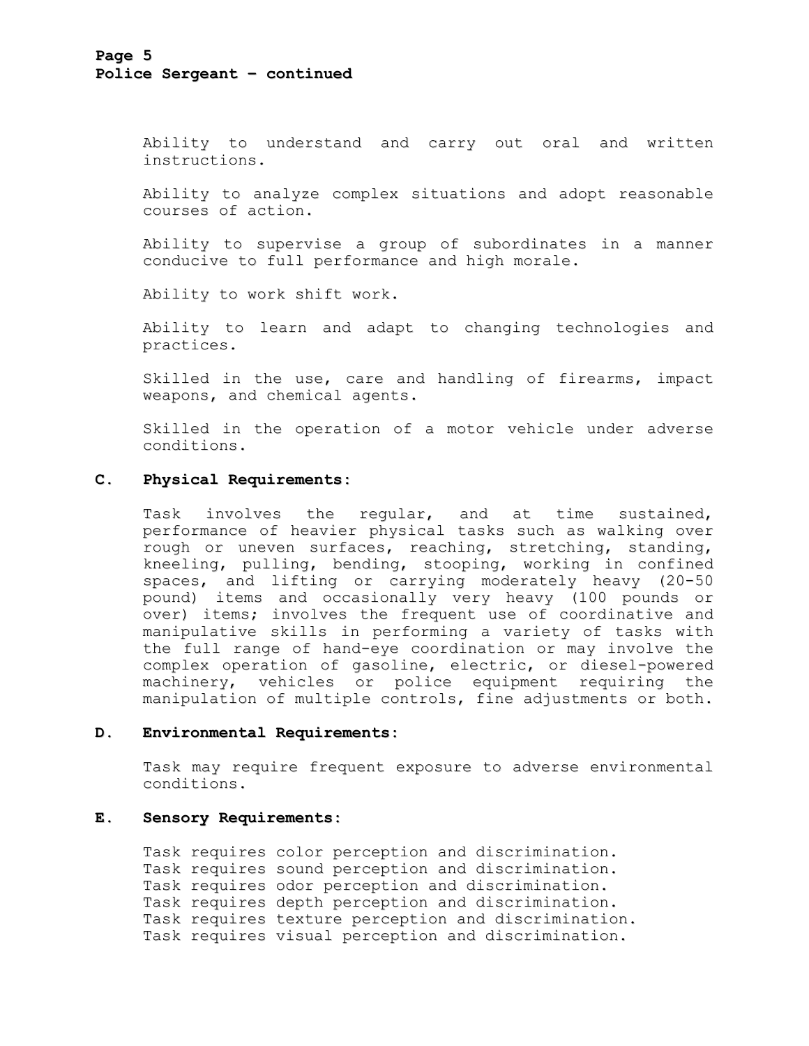Ability to understand and carry out oral and written instructions.

Ability to analyze complex situations and adopt reasonable courses of action.

Ability to supervise a group of subordinates in a manner conducive to full performance and high morale.

Ability to work shift work.

Ability to learn and adapt to changing technologies and practices.

Skilled in the use, care and handling of firearms, impact weapons, and chemical agents.

Skilled in the operation of a motor vehicle under adverse conditions.

**C. Physical Requirements:**

Task involves the regular, and at time sustained, performance of heavier physical tasks such as walking over rough or uneven surfaces, reaching, stretching, standing, kneeling, pulling, bending, stooping, working in confined spaces, and lifting or carrying moderately heavy (20-50 pound) items and occasionally very heavy (100 pounds or over) items; involves the frequent use of coordinative and manipulative skills in performing a variety of tasks with the full range of hand-eye coordination or may involve the complex operation of gasoline, electric, or diesel-powered machinery, vehicles or police equipment requiring the manipulation of multiple controls, fine adjustments or both.

**D. Environmental Requirements:**

Task may require frequent exposure to adverse environmental conditions.

**E. Sensory Requirements:**

Task requires color perception and discrimination.
Task requires sound perception and discrimination.
Task requires odor perception and discrimination.
Task requires depth perception and discrimination.
Task requires texture perception and discrimination.
Task requires visual perception and discrimination.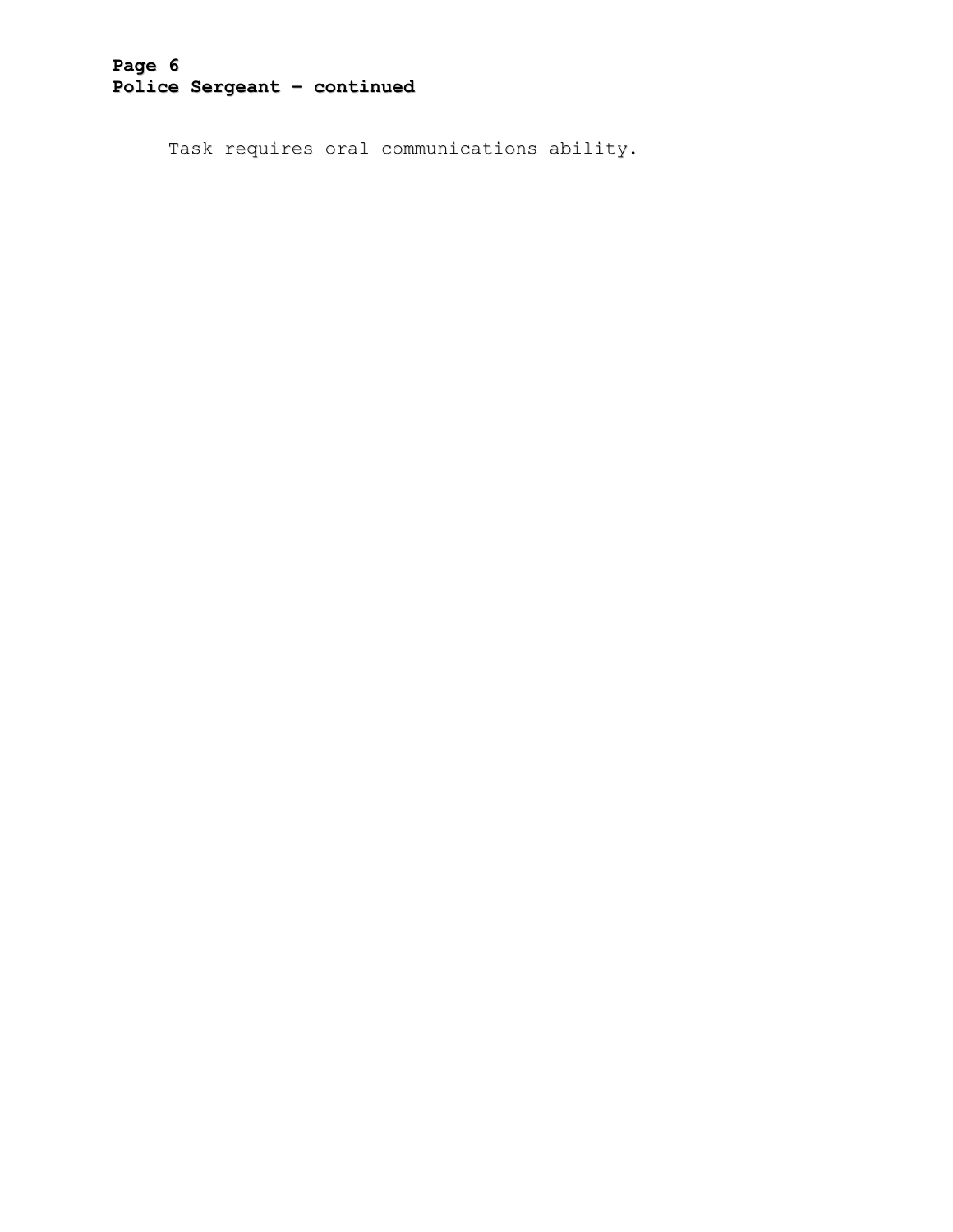Task requires oral communications ability.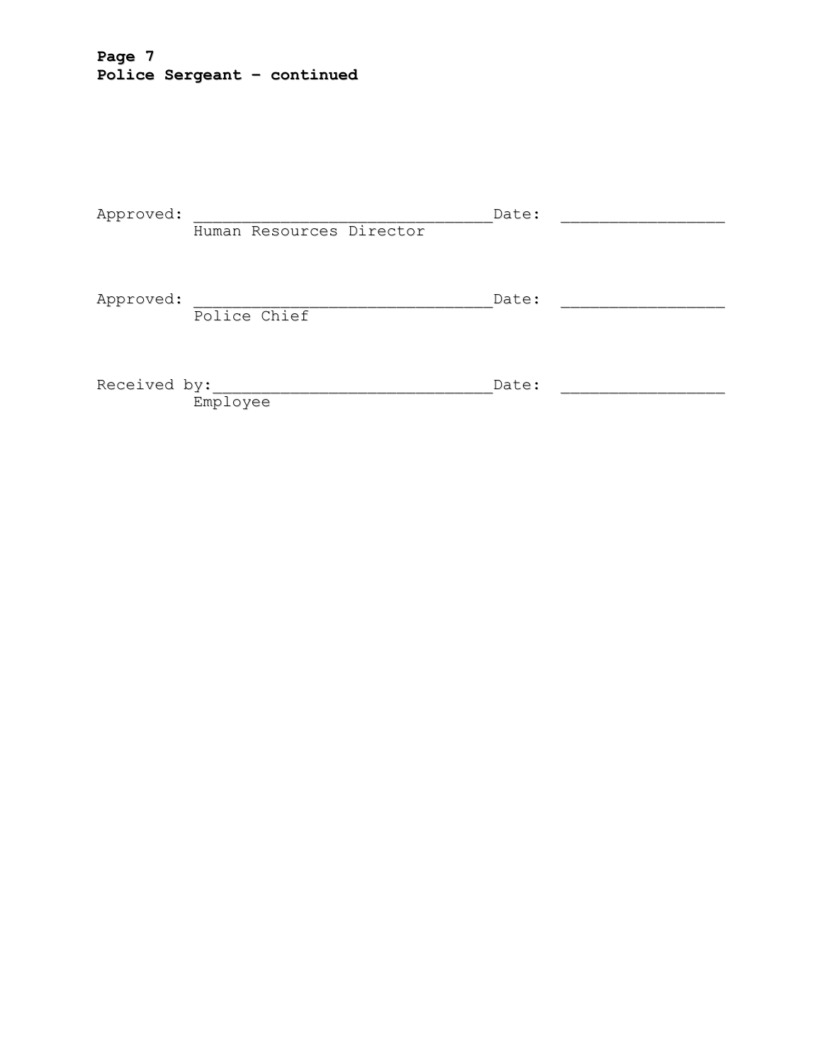**Page 7**
**Police Sergeant – continued**

Approved: ________________________________Date: _________________
Human Resources Director

Approved: ________________________________Date: _________________
Police Chief

Received by:______________________________Date: _________________
Employee